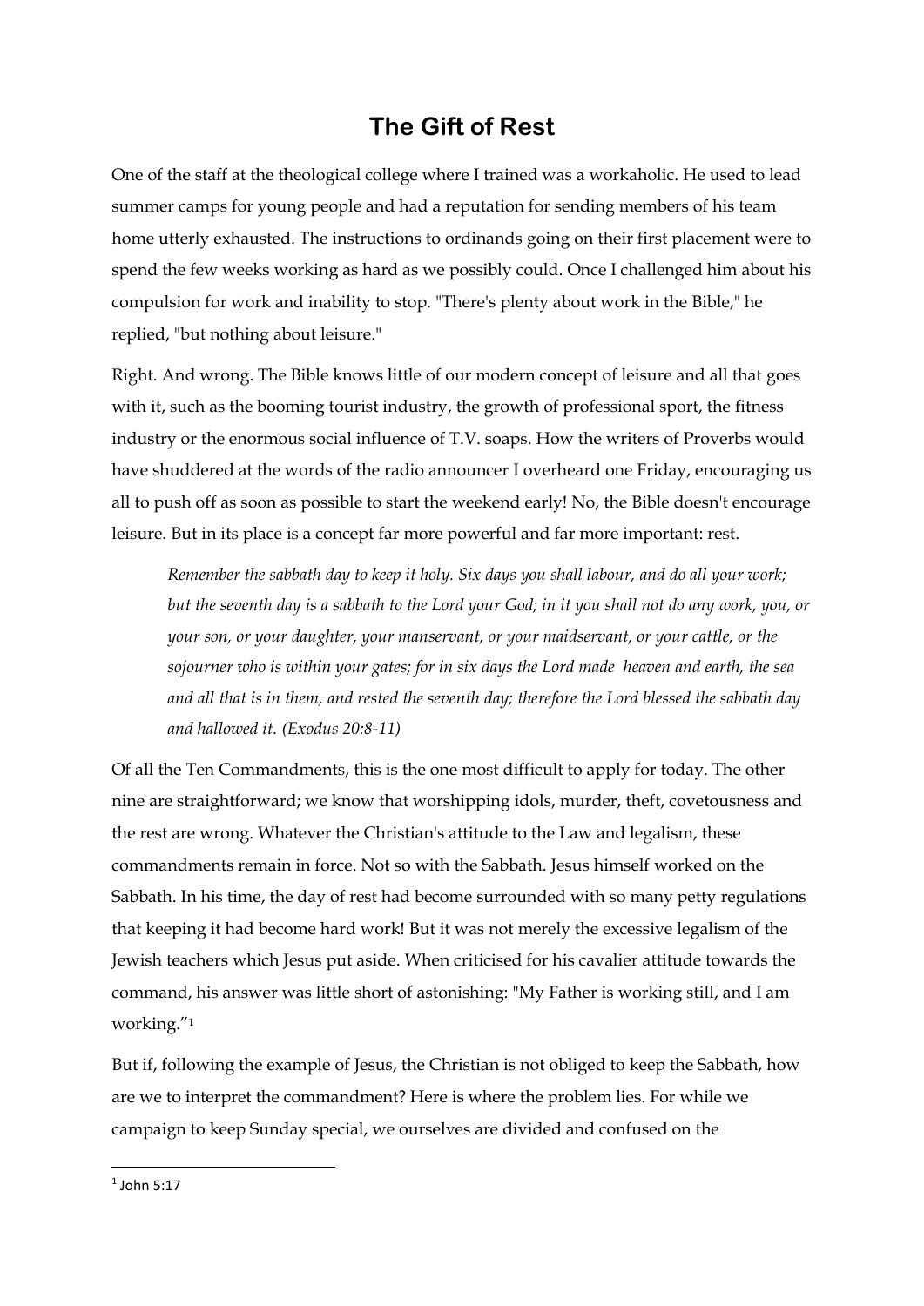# The Gift of Rest

One of the staff at the theological college where I trained was a workaholic. He used to lead summer camps for young people and had a reputation for sending members of his team home utterly exhausted. The instructions to ordinands going on their first placement were to spend the few weeks working as hard as we possibly could. Once I challenged him about his compulsion for work and inability to stop. "There's plenty about work in the Bible," he replied, "but nothing about leisure."

Right. And wrong. The Bible knows little of our modern concept of leisure and all that goes with it, such as the booming tourist industry, the growth of professional sport, the fitness industry or the enormous social influence of T.V. soaps. How the writers of Proverbs would have shuddered at the words of the radio announcer I overheard one Friday, encouraging us all to push off as soon as possible to start the weekend early! No, the Bible doesn't encourage leisure. But in its place is a concept far more powerful and far more important: rest.

> *Remember the sabbath day to keep it holy. Six days you shall labour, and do all your work; but the seventh day is a sabbath to the Lord your God; in it you shall not do any work, you, or your son, or your daughter, your manservant, or your maidservant, or your cattle, or the sojourner who is within your gates; for in six days the Lord made heaven and earth, the sea and all that is in them, and rested the seventh day; therefore the Lord blessed the sabbath day and hallowed it. (Exodus 20:8-11)*

Of all the Ten Commandments, this is the one most difficult to apply for today. The other nine are straightforward; we know that worshipping idols, murder, theft, covetousness and the rest are wrong. Whatever the Christian's attitude to the Law and legalism, these commandments remain in force. Not so with the Sabbath. Jesus himself worked on the Sabbath. In his time, the day of rest had become surrounded with so many petty regulations that keeping it had become hard work! But it was not merely the excessive legalism of the Jewish teachers which Jesus put aside. When criticised for his cavalier attitude towards the command, his answer was little short of astonishing: "My Father is working still, and I am working."[1]

But if, following the example of Jesus, the Christian is not obliged to keep the Sabbath, how are we to interpret the commandment? Here is where the problem lies. For while we campaign to keep Sunday special, we ourselves are divided and confused on the

[1] John 5:17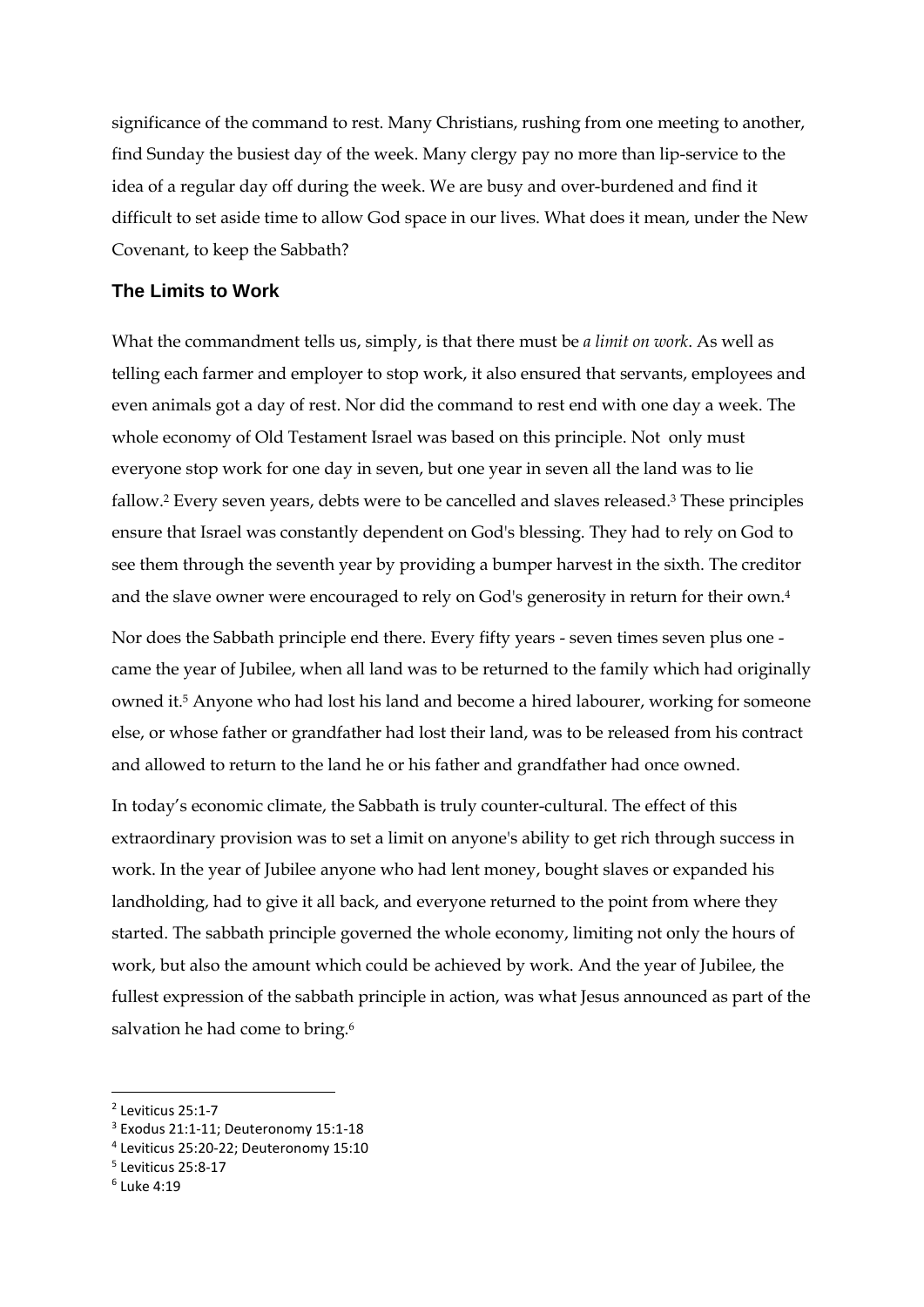significance of the command to rest. Many Christians, rushing from one meeting to another, find Sunday the busiest day of the week. Many clergy pay no more than lip-service to the idea of a regular day off during the week. We are busy and over-burdened and find it difficult to set aside time to allow God space in our lives. What does it mean, under the New Covenant, to keep the Sabbath?

## The Limits to Work

What the commandment tells us, simply, is that there must be *a limit on work*. As well as telling each farmer and employer to stop work, it also ensured that servants, employees and even animals got a day of rest. Nor did the command to rest end with one day a week. The whole economy of Old Testament Israel was based on this principle. Not only must everyone stop work for one day in seven, but one year in seven all the land was to lie fallow.[2] Every seven years, debts were to be cancelled and slaves released.[3] These principles ensure that Israel was constantly dependent on God's blessing. They had to rely on God to see them through the seventh year by providing a bumper harvest in the sixth. The creditor and the slave owner were encouraged to rely on God's generosity in return for their own.[4]

Nor does the Sabbath principle end there. Every fifty years - seven times seven plus one - came the year of Jubilee, when all land was to be returned to the family which had originally owned it.[5] Anyone who had lost his land and become a hired labourer, working for someone else, or whose father or grandfather had lost their land, was to be released from his contract and allowed to return to the land he or his father and grandfather had once owned.

In today's economic climate, the Sabbath is truly counter-cultural. The effect of this extraordinary provision was to set a limit on anyone's ability to get rich through success in work. In the year of Jubilee anyone who had lent money, bought slaves or expanded his landholding, had to give it all back, and everyone returned to the point from where they started. The sabbath principle governed the whole economy, limiting not only the hours of work, but also the amount which could be achieved by work. And the year of Jubilee, the fullest expression of the sabbath principle in action, was what Jesus announced as part of the salvation he had come to bring.[6]

---

[2] Leviticus 25:1-7

[3] Exodus 21:1-11; Deuteronomy 15:1-18

[4] Leviticus 25:20-22; Deuteronomy 15:10

[5] Leviticus 25:8-17

[6] Luke 4:19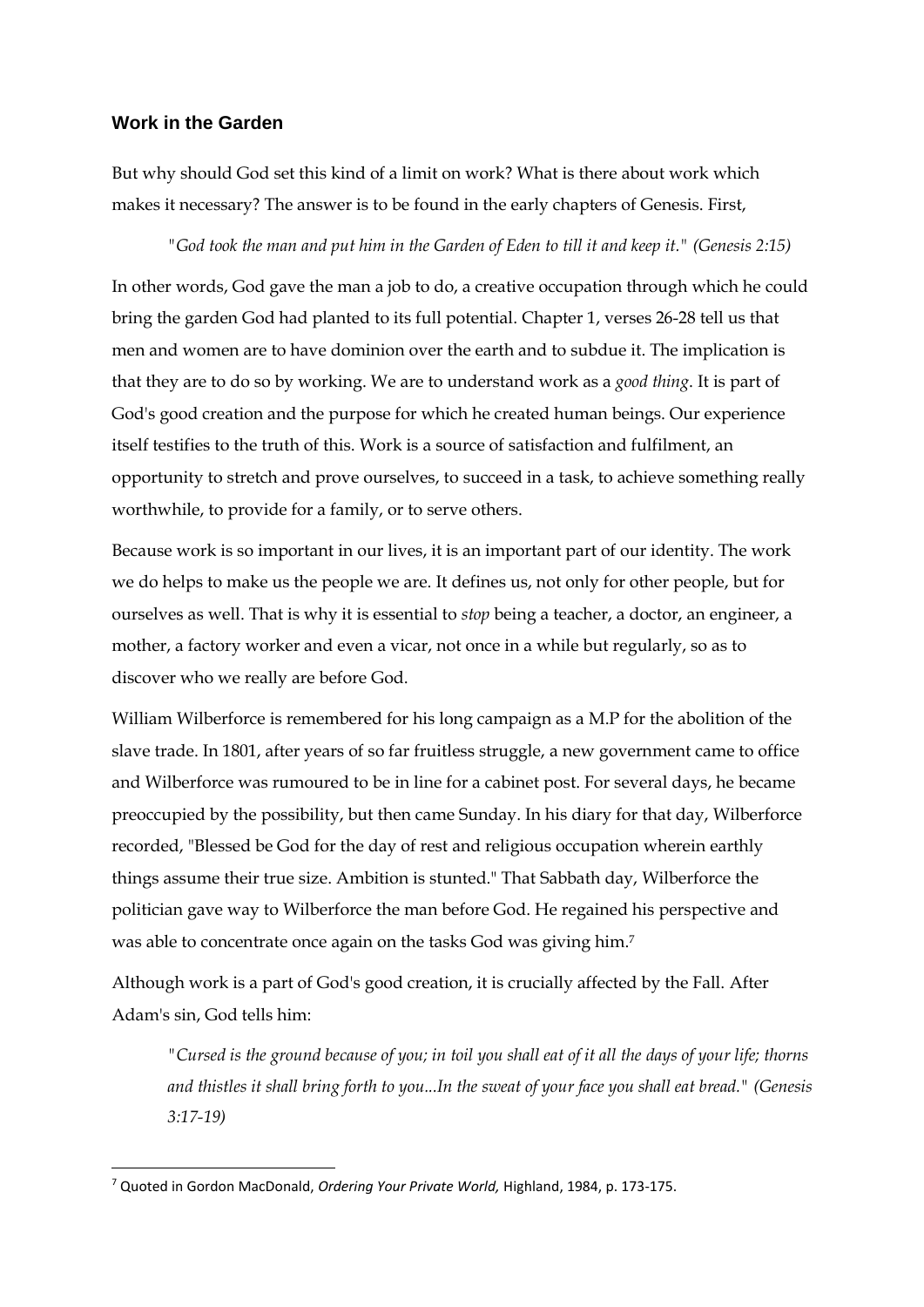### Work in the Garden

But why should God set this kind of a limit on work? What is there about work which makes it necessary? The answer is to be found in the early chapters of Genesis. First,

> "*God took the man and put him in the Garden of Eden to till it and keep it.*" *(Genesis 2:15)*

In other words, God gave the man a job to do, a creative occupation through which he could bring the garden God had planted to its full potential. Chapter 1, verses 26-28 tell us that men and women are to have dominion over the earth and to subdue it. The implication is that they are to do so by working. We are to understand work as a *good thing*. It is part of God's good creation and the purpose for which he created human beings. Our experience itself testifies to the truth of this. Work is a source of satisfaction and fulfilment, an opportunity to stretch and prove ourselves, to succeed in a task, to achieve something really worthwhile, to provide for a family, or to serve others.

Because work is so important in our lives, it is an important part of our identity. The work we do helps to make us the people we are. It defines us, not only for other people, but for ourselves as well. That is why it is essential to *stop* being a teacher, a doctor, an engineer, a mother, a factory worker and even a vicar, not once in a while but regularly, so as to discover who we really are before God.

William Wilberforce is remembered for his long campaign as a M.P for the abolition of the slave trade. In 1801, after years of so far fruitless struggle, a new government came to office and Wilberforce was rumoured to be in line for a cabinet post. For several days, he became preoccupied by the possibility, but then came Sunday. In his diary for that day, Wilberforce recorded, "Blessed be God for the day of rest and religious occupation wherein earthly things assume their true size. Ambition is stunted." That Sabbath day, Wilberforce the politician gave way to Wilberforce the man before God. He regained his perspective and was able to concentrate once again on the tasks God was giving him.[7]

Although work is a part of God's good creation, it is crucially affected by the Fall. After Adam's sin, God tells him:

> "*Cursed is the ground because of you; in toil you shall eat of it all the days of your life; thorns and thistles it shall bring forth to you...In the sweat of your face you shall eat bread.*" *(Genesis 3:17-19)*

---

[7] Quoted in Gordon MacDonald, *Ordering Your Private World*, Highland, 1984, p. 173-175.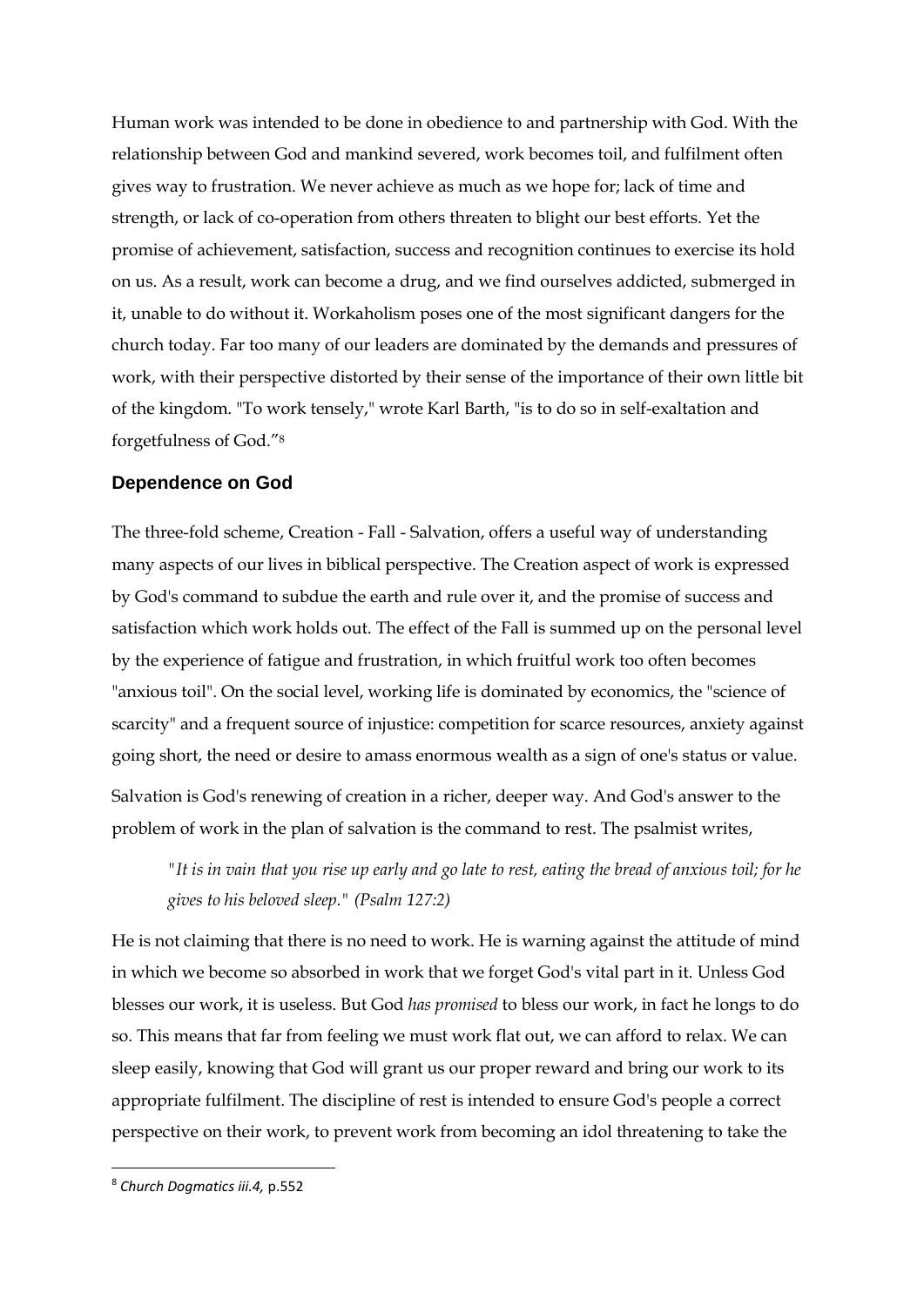Human work was intended to be done in obedience to and partnership with God. With the relationship between God and mankind severed, work becomes toil, and fulfilment often gives way to frustration. We never achieve as much as we hope for; lack of time and strength, or lack of co-operation from others threaten to blight our best efforts. Yet the promise of achievement, satisfaction, success and recognition continues to exercise its hold on us. As a result, work can become a drug, and we find ourselves addicted, submerged in it, unable to do without it. Workaholism poses one of the most significant dangers for the church today. Far too many of our leaders are dominated by the demands and pressures of work, with their perspective distorted by their sense of the importance of their own little bit of the kingdom. "To work tensely," wrote Karl Barth, "is to do so in self-exaltation and forgetfulness of God."[8]

### Dependence on God

The three-fold scheme, Creation - Fall - Salvation, offers a useful way of understanding many aspects of our lives in biblical perspective. The Creation aspect of work is expressed by God's command to subdue the earth and rule over it, and the promise of success and satisfaction which work holds out. The effect of the Fall is summed up on the personal level by the experience of fatigue and frustration, in which fruitful work too often becomes "anxious toil". On the social level, working life is dominated by economics, the "science of scarcity" and a frequent source of injustice: competition for scarce resources, anxiety against going short, the need or desire to amass enormous wealth as a sign of one's status or value.

Salvation is God's renewing of creation in a richer, deeper way. And God's answer to the problem of work in the plan of salvation is the command to rest. The psalmist writes,

> *"It is in vain that you rise up early and go late to rest, eating the bread of anxious toil; for he gives to his beloved sleep." (Psalm 127:2)*

He is not claiming that there is no need to work. He is warning against the attitude of mind in which we become so absorbed in work that we forget God's vital part in it. Unless God blesses our work, it is useless. But God *has promised* to bless our work, in fact he longs to do so. This means that far from feeling we must work flat out, we can afford to relax. We can sleep easily, knowing that God will grant us our proper reward and bring our work to its appropriate fulfilment. The discipline of rest is intended to ensure God's people a correct perspective on their work, to prevent work from becoming an idol threatening to take the

---

[8] *Church Dogmatics iii.4*, p.552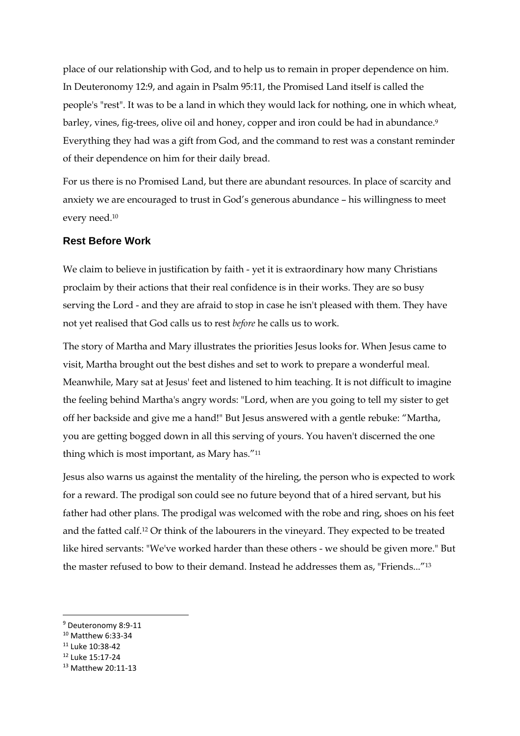place of our relationship with God, and to help us to remain in proper dependence on him. In Deuteronomy 12:9, and again in Psalm 95:11, the Promised Land itself is called the people's "rest". It was to be a land in which they would lack for nothing, one in which wheat, barley, vines, fig-trees, olive oil and honey, copper and iron could be had in abundance.[9] Everything they had was a gift from God, and the command to rest was a constant reminder of their dependence on him for their daily bread.

For us there is no Promised Land, but there are abundant resources. In place of scarcity and anxiety we are encouraged to trust in God's generous abundance – his willingness to meet every need.[10]

## Rest Before Work

We claim to believe in justification by faith - yet it is extraordinary how many Christians proclaim by their actions that their real confidence is in their works. They are so busy serving the Lord - and they are afraid to stop in case he isn't pleased with them. They have not yet realised that God calls us to rest *before* he calls us to work.

The story of Martha and Mary illustrates the priorities Jesus looks for. When Jesus came to visit, Martha brought out the best dishes and set to work to prepare a wonderful meal. Meanwhile, Mary sat at Jesus' feet and listened to him teaching. It is not difficult to imagine the feeling behind Martha's angry words: "Lord, when are you going to tell my sister to get off her backside and give me a hand!" But Jesus answered with a gentle rebuke: "Martha, you are getting bogged down in all this serving of yours. You haven't discerned the one thing which is most important, as Mary has."[11]

Jesus also warns us against the mentality of the hireling, the person who is expected to work for a reward. The prodigal son could see no future beyond that of a hired servant, but his father had other plans. The prodigal was welcomed with the robe and ring, shoes on his feet and the fatted calf.[12] Or think of the labourers in the vineyard. They expected to be treated like hired servants: "We've worked harder than these others - we should be given more." But the master refused to bow to their demand. Instead he addresses them as, "Friends..."[13]

---

[9] Deuteronomy 8:9-11
[10] Matthew 6:33-34
[11] Luke 10:38-42
[12] Luke 15:17-24
[13] Matthew 20:11-13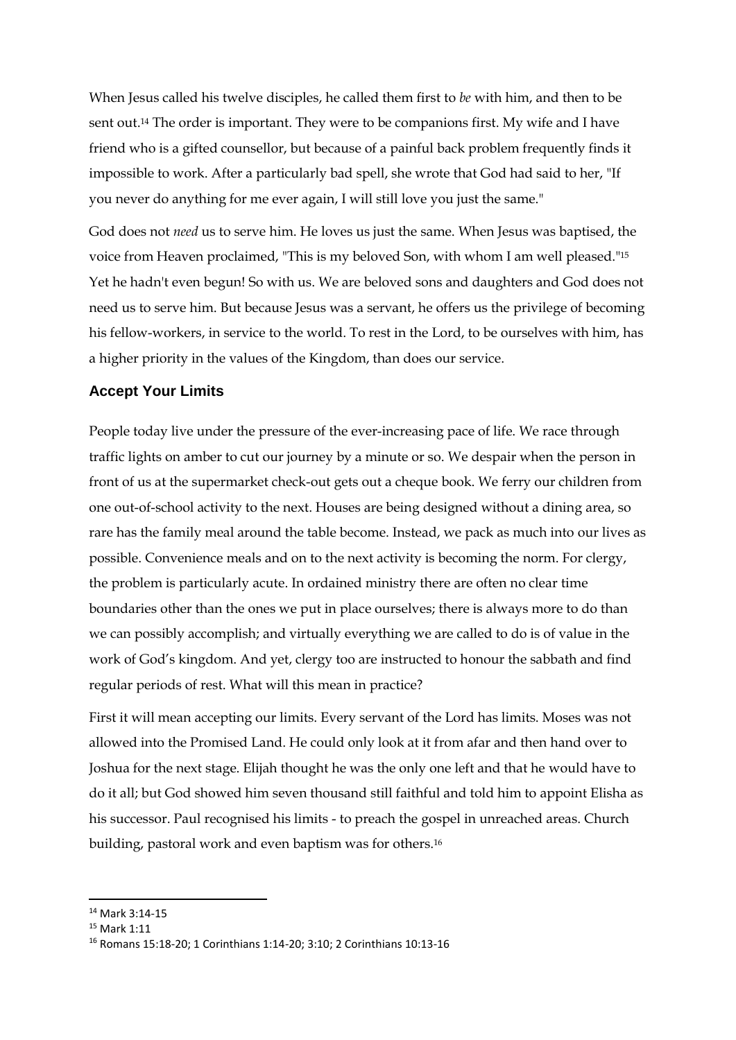When Jesus called his twelve disciples, he called them first to *be* with him, and then to be sent out.[14] The order is important. They were to be companions first. My wife and I have friend who is a gifted counsellor, but because of a painful back problem frequently finds it impossible to work. After a particularly bad spell, she wrote that God had said to her, "If you never do anything for me ever again, I will still love you just the same."

God does not *need* us to serve him. He loves us just the same. When Jesus was baptised, the voice from Heaven proclaimed, "This is my beloved Son, with whom I am well pleased."[15] Yet he hadn't even begun! So with us. We are beloved sons and daughters and God does not need us to serve him. But because Jesus was a servant, he offers us the privilege of becoming his fellow-workers, in service to the world. To rest in the Lord, to be ourselves with him, has a higher priority in the values of the Kingdom, than does our service.

## Accept Your Limits

People today live under the pressure of the ever-increasing pace of life. We race through traffic lights on amber to cut our journey by a minute or so. We despair when the person in front of us at the supermarket check-out gets out a cheque book. We ferry our children from one out-of-school activity to the next. Houses are being designed without a dining area, so rare has the family meal around the table become. Instead, we pack as much into our lives as possible. Convenience meals and on to the next activity is becoming the norm. For clergy, the problem is particularly acute. In ordained ministry there are often no clear time boundaries other than the ones we put in place ourselves; there is always more to do than we can possibly accomplish; and virtually everything we are called to do is of value in the work of God's kingdom. And yet, clergy too are instructed to honour the sabbath and find regular periods of rest. What will this mean in practice?

First it will mean accepting our limits. Every servant of the Lord has limits. Moses was not allowed into the Promised Land. He could only look at it from afar and then hand over to Joshua for the next stage. Elijah thought he was the only one left and that he would have to do it all; but God showed him seven thousand still faithful and told him to appoint Elisha as his successor. Paul recognised his limits - to preach the gospel in unreached areas. Church building, pastoral work and even baptism was for others.[16]

---

[14] Mark 3:14-15

[15] Mark 1:11

[16] Romans 15:18-20; 1 Corinthians 1:14-20; 3:10; 2 Corinthians 10:13-16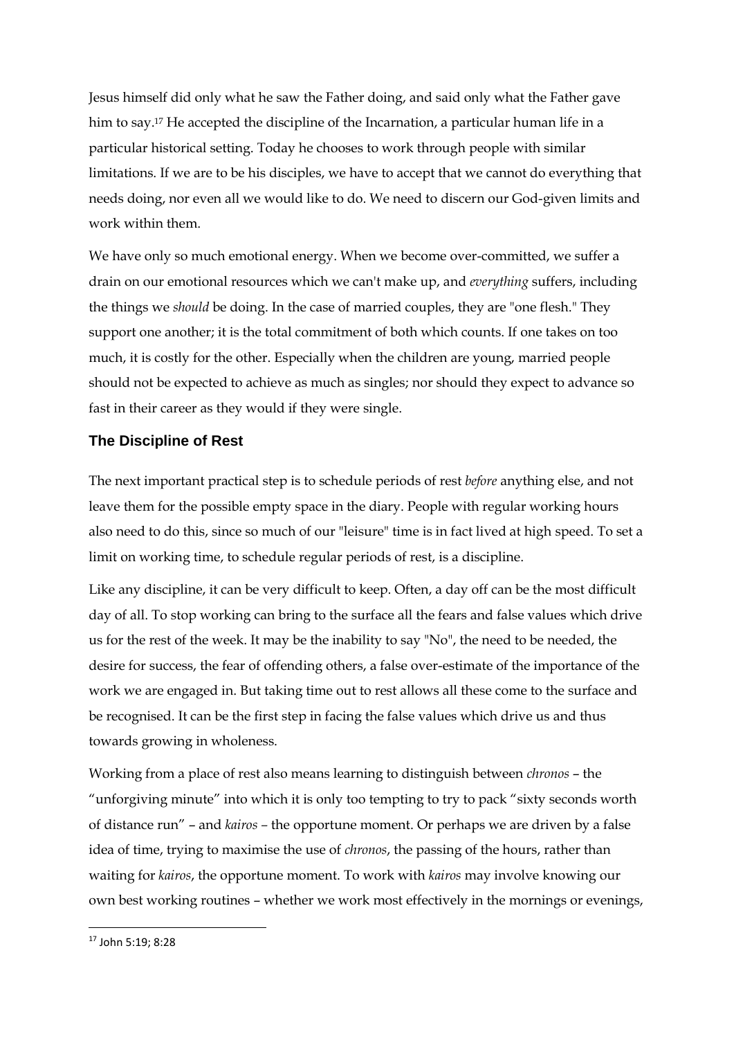Jesus himself did only what he saw the Father doing, and said only what the Father gave him to say.[17] He accepted the discipline of the Incarnation, a particular human life in a particular historical setting. Today he chooses to work through people with similar limitations. If we are to be his disciples, we have to accept that we cannot do everything that needs doing, nor even all we would like to do. We need to discern our God-given limits and work within them.

We have only so much emotional energy. When we become over-committed, we suffer a drain on our emotional resources which we can't make up, and *everything* suffers, including the things we *should* be doing. In the case of married couples, they are "one flesh." They support one another; it is the total commitment of both which counts. If one takes on too much, it is costly for the other. Especially when the children are young, married people should not be expected to achieve as much as singles; nor should they expect to advance so fast in their career as they would if they were single.

### The Discipline of Rest

The next important practical step is to schedule periods of rest *before* anything else, and not leave them for the possible empty space in the diary. People with regular working hours also need to do this, since so much of our "leisure" time is in fact lived at high speed. To set a limit on working time, to schedule regular periods of rest, is a discipline.

Like any discipline, it can be very difficult to keep. Often, a day off can be the most difficult day of all. To stop working can bring to the surface all the fears and false values which drive us for the rest of the week. It may be the inability to say "No", the need to be needed, the desire for success, the fear of offending others, a false over-estimate of the importance of the work we are engaged in. But taking time out to rest allows all these come to the surface and be recognised. It can be the first step in facing the false values which drive us and thus towards growing in wholeness.

Working from a place of rest also means learning to distinguish between *chronos* – the "unforgiving minute" into which it is only too tempting to try to pack "sixty seconds worth of distance run" – and *kairos* – the opportune moment. Or perhaps we are driven by a false idea of time, trying to maximise the use of *chronos*, the passing of the hours, rather than waiting for *kairos*, the opportune moment. To work with *kairos* may involve knowing our own best working routines – whether we work most effectively in the mornings or evenings,

---

[17] John 5:19; 8:28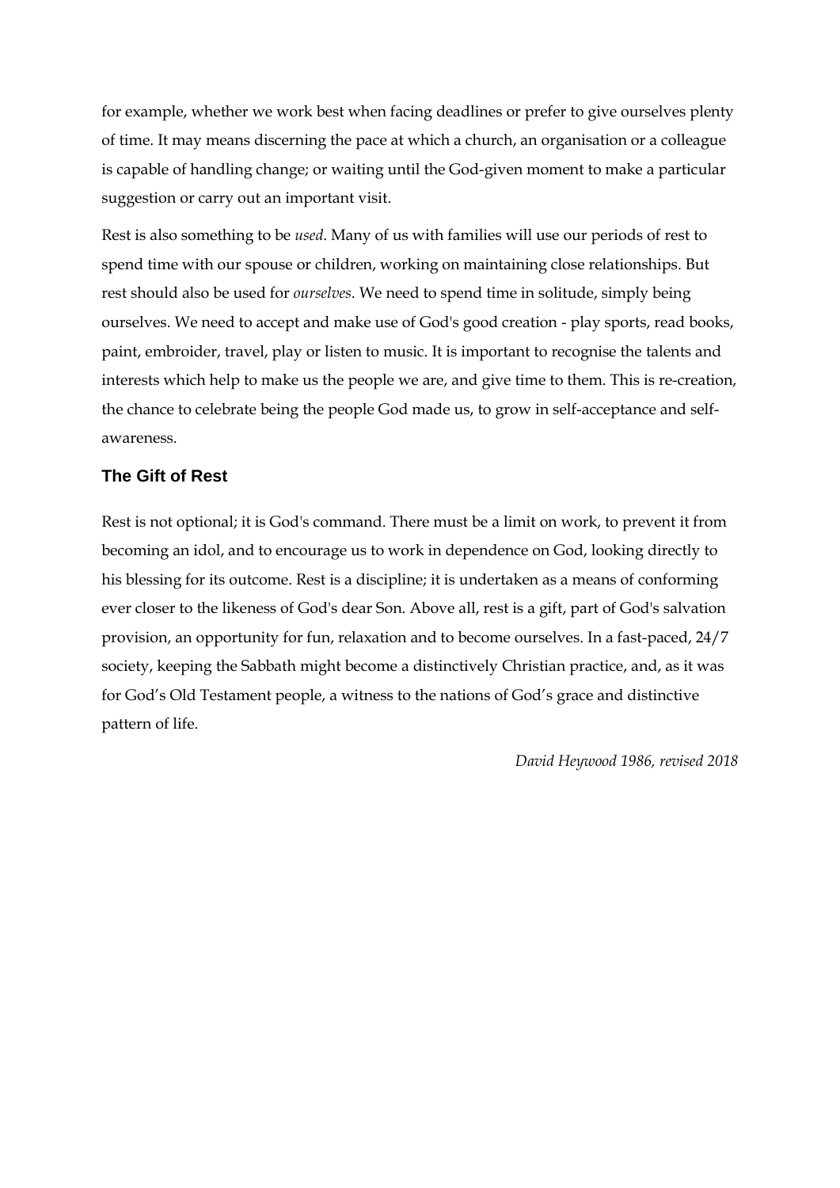for example, whether we work best when facing deadlines or prefer to give ourselves plenty of time. It may means discerning the pace at which a church, an organisation or a colleague is capable of handling change; or waiting until the God-given moment to make a particular suggestion or carry out an important visit.

Rest is also something to be *used*. Many of us with families will use our periods of rest to spend time with our spouse or children, working on maintaining close relationships. But rest should also be used for *ourselves*. We need to spend time in solitude, simply being ourselves. We need to accept and make use of God's good creation - play sports, read books, paint, embroider, travel, play or listen to music. It is important to recognise the talents and interests which help to make us the people we are, and give time to them. This is re-creation, the chance to celebrate being the people God made us, to grow in self-acceptance and self-awareness.

### The Gift of Rest

Rest is not optional; it is God's command. There must be a limit on work, to prevent it from becoming an idol, and to encourage us to work in dependence on God, looking directly to his blessing for its outcome. Rest is a discipline; it is undertaken as a means of conforming ever closer to the likeness of God's dear Son. Above all, rest is a gift, part of God's salvation provision, an opportunity for fun, relaxation and to become ourselves. In a fast-paced, 24/7 society, keeping the Sabbath might become a distinctively Christian practice, and, as it was for God's Old Testament people, a witness to the nations of God's grace and distinctive pattern of life.

*David Heywood 1986, revised 2018*